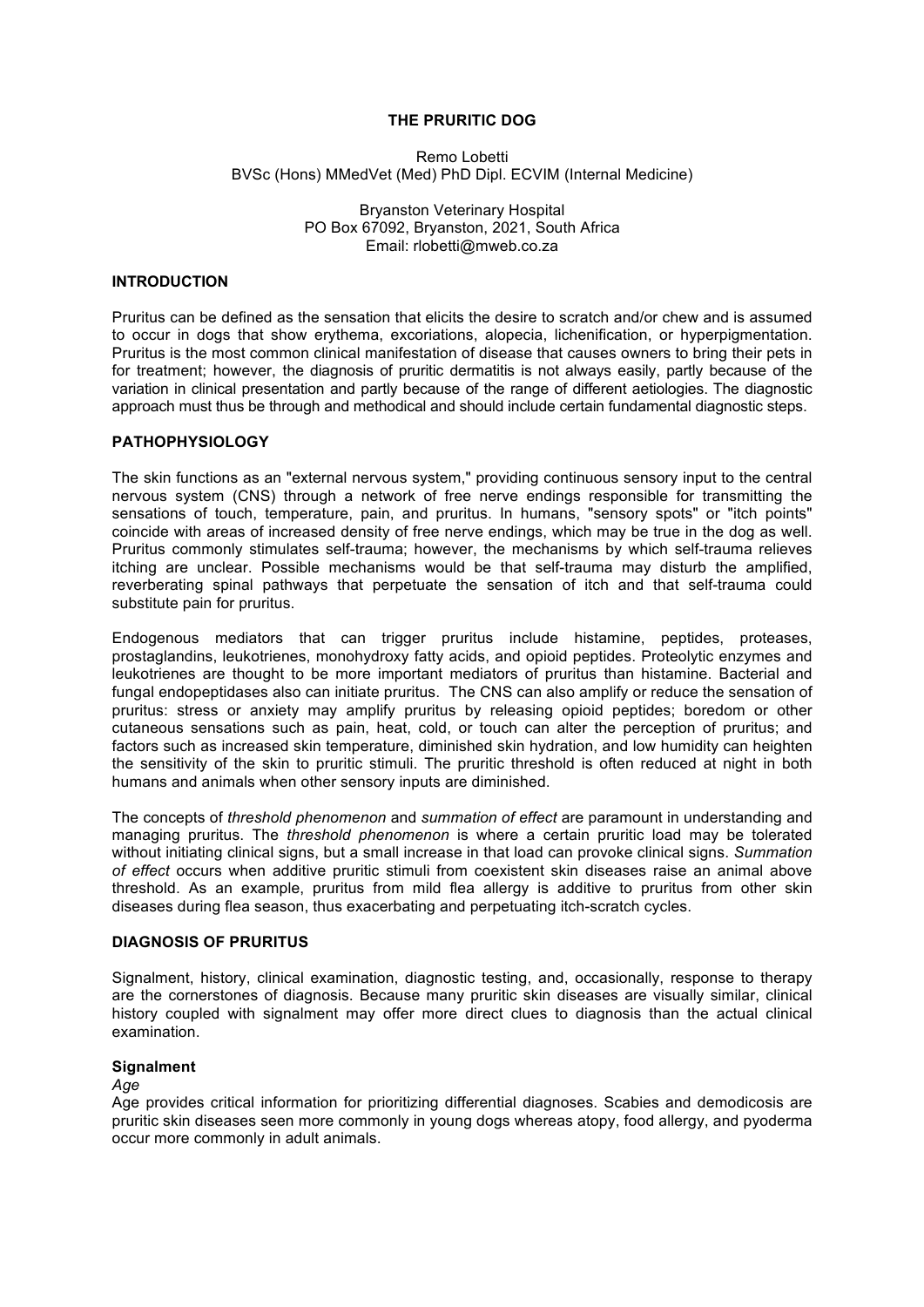# THE PRURITIC DOG

Remo Lobetti
BVSc (Hons) MMedVet (Med) PhD Dipl. ECVIM (Internal Medicine)

Bryanston Veterinary Hospital
PO Box 67092, Bryanston, 2021, South Africa
Email: rlobetti@mweb.co.za

## INTRODUCTION

Pruritus can be defined as the sensation that elicits the desire to scratch and/or chew and is assumed to occur in dogs that show erythema, excoriations, alopecia, lichenification, or hyperpigmentation. Pruritus is the most common clinical manifestation of disease that causes owners to bring their pets in for treatment; however, the diagnosis of pruritic dermatitis is not always easily, partly because of the variation in clinical presentation and partly because of the range of different aetiologies. The diagnostic approach must thus be through and methodical and should include certain fundamental diagnostic steps.

## PATHOPHYSIOLOGY

The skin functions as an "external nervous system," providing continuous sensory input to the central nervous system (CNS) through a network of free nerve endings responsible for transmitting the sensations of touch, temperature, pain, and pruritus. In humans, "sensory spots" or "itch points" coincide with areas of increased density of free nerve endings, which may be true in the dog as well. Pruritus commonly stimulates self-trauma; however, the mechanisms by which self-trauma relieves itching are unclear. Possible mechanisms would be that self-trauma may disturb the amplified, reverberating spinal pathways that perpetuate the sensation of itch and that self-trauma could substitute pain for pruritus.

Endogenous mediators that can trigger pruritus include histamine, peptides, proteases, prostaglandins, leukotrienes, monohydroxy fatty acids, and opioid peptides. Proteolytic enzymes and leukotrienes are thought to be more important mediators of pruritus than histamine. Bacterial and fungal endopeptidases also can initiate pruritus. The CNS can also amplify or reduce the sensation of pruritus: stress or anxiety may amplify pruritus by releasing opioid peptides; boredom or other cutaneous sensations such as pain, heat, cold, or touch can alter the perception of pruritus; and factors such as increased skin temperature, diminished skin hydration, and low humidity can heighten the sensitivity of the skin to pruritic stimuli. The pruritic threshold is often reduced at night in both humans and animals when other sensory inputs are diminished.

The concepts of *threshold phenomenon* and *summation of effect* are paramount in understanding and managing pruritus. The *threshold phenomenon* is where a certain pruritic load may be tolerated without initiating clinical signs, but a small increase in that load can provoke clinical signs. *Summation of effect* occurs when additive pruritic stimuli from coexistent skin diseases raise an animal above threshold. As an example, pruritus from mild flea allergy is additive to pruritus from other skin diseases during flea season, thus exacerbating and perpetuating itch-scratch cycles.

## DIAGNOSIS OF PRURITUS

Signalment, history, clinical examination, diagnostic testing, and, occasionally, response to therapy are the cornerstones of diagnosis. Because many pruritic skin diseases are visually similar, clinical history coupled with signalment may offer more direct clues to diagnosis than the actual clinical examination.

### Signalment

*Age*

Age provides critical information for prioritizing differential diagnoses. Scabies and demodicosis are pruritic skin diseases seen more commonly in young dogs whereas atopy, food allergy, and pyoderma occur more commonly in adult animals.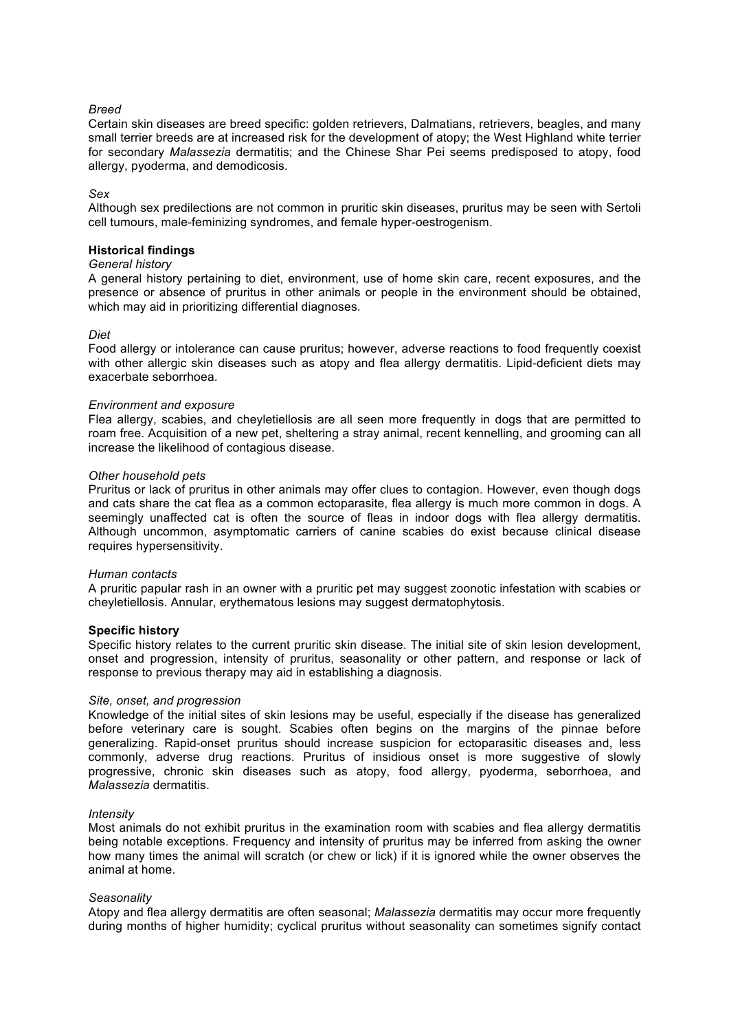*Breed*

Certain skin diseases are breed specific: golden retrievers, Dalmatians, retrievers, beagles, and many small terrier breeds are at increased risk for the development of atopy; the West Highland white terrier for secondary *Malassezia* dermatitis; and the Chinese Shar Pei seems predisposed to atopy, food allergy, pyoderma, and demodicosis.

*Sex*

Although sex predilections are not common in pruritic skin diseases, pruritus may be seen with Sertoli cell tumours, male-feminizing syndromes, and female hyper-oestrogenism.

**Historical findings**

*General history*

A general history pertaining to diet, environment, use of home skin care, recent exposures, and the presence or absence of pruritus in other animals or people in the environment should be obtained, which may aid in prioritizing differential diagnoses.

*Diet*

Food allergy or intolerance can cause pruritus; however, adverse reactions to food frequently coexist with other allergic skin diseases such as atopy and flea allergy dermatitis. Lipid-deficient diets may exacerbate seborrhoea.

*Environment and exposure*

Flea allergy, scabies, and cheyletiellosis are all seen more frequently in dogs that are permitted to roam free. Acquisition of a new pet, sheltering a stray animal, recent kennelling, and grooming can all increase the likelihood of contagious disease.

*Other household pets*

Pruritus or lack of pruritus in other animals may offer clues to contagion. However, even though dogs and cats share the cat flea as a common ectoparasite, flea allergy is much more common in dogs. A seemingly unaffected cat is often the source of fleas in indoor dogs with flea allergy dermatitis. Although uncommon, asymptomatic carriers of canine scabies do exist because clinical disease requires hypersensitivity.

*Human contacts*

A pruritic papular rash in an owner with a pruritic pet may suggest zoonotic infestation with scabies or cheyletiellosis. Annular, erythematous lesions may suggest dermatophytosis.

**Specific history**

Specific history relates to the current pruritic skin disease. The initial site of skin lesion development, onset and progression, intensity of pruritus, seasonality or other pattern, and response or lack of response to previous therapy may aid in establishing a diagnosis.

*Site, onset, and progression*

Knowledge of the initial sites of skin lesions may be useful, especially if the disease has generalized before veterinary care is sought. Scabies often begins on the margins of the pinnae before generalizing. Rapid-onset pruritus should increase suspicion for ectoparasitic diseases and, less commonly, adverse drug reactions. Pruritus of insidious onset is more suggestive of slowly progressive, chronic skin diseases such as atopy, food allergy, pyoderma, seborrhoea, and *Malassezia* dermatitis.

*Intensity*

Most animals do not exhibit pruritus in the examination room with scabies and flea allergy dermatitis being notable exceptions. Frequency and intensity of pruritus may be inferred from asking the owner how many times the animal will scratch (or chew or lick) if it is ignored while the owner observes the animal at home.

*Seasonality*

Atopy and flea allergy dermatitis are often seasonal; *Malassezia* dermatitis may occur more frequently during months of higher humidity; cyclical pruritus without seasonality can sometimes signify contact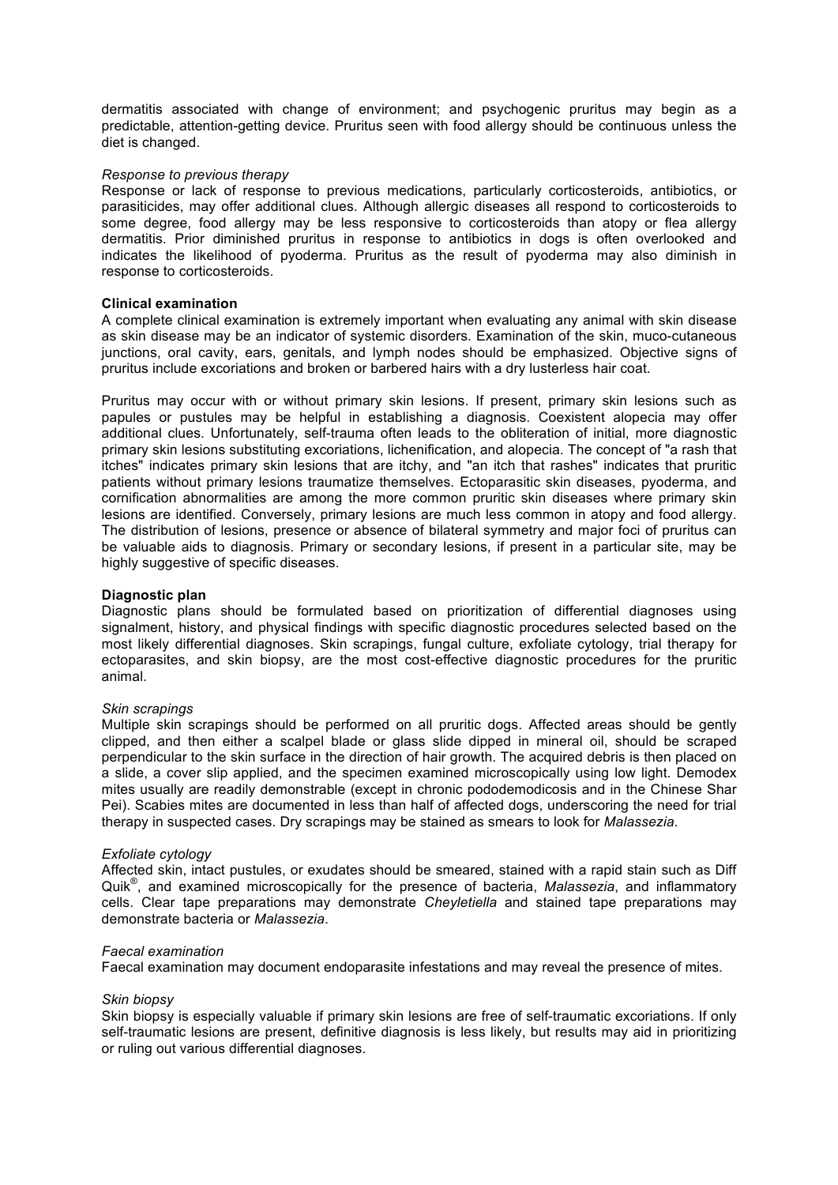dermatitis associated with change of environment; and psychogenic pruritus may begin as a predictable, attention-getting device. Pruritus seen with food allergy should be continuous unless the diet is changed.

*Response to previous therapy*

Response or lack of response to previous medications, particularly corticosteroids, antibiotics, or parasiticides, may offer additional clues. Although allergic diseases all respond to corticosteroids to some degree, food allergy may be less responsive to corticosteroids than atopy or flea allergy dermatitis. Prior diminished pruritus in response to antibiotics in dogs is often overlooked and indicates the likelihood of pyoderma. Pruritus as the result of pyoderma may also diminish in response to corticosteroids.

**Clinical examination**

A complete clinical examination is extremely important when evaluating any animal with skin disease as skin disease may be an indicator of systemic disorders. Examination of the skin, muco-cutaneous junctions, oral cavity, ears, genitals, and lymph nodes should be emphasized. Objective signs of pruritus include excoriations and broken or barbered hairs with a dry lusterless hair coat.

Pruritus may occur with or without primary skin lesions. If present, primary skin lesions such as papules or pustules may be helpful in establishing a diagnosis. Coexistent alopecia may offer additional clues. Unfortunately, self-trauma often leads to the obliteration of initial, more diagnostic primary skin lesions substituting excoriations, lichenification, and alopecia. The concept of "a rash that itches" indicates primary skin lesions that are itchy, and "an itch that rashes" indicates that pruritic patients without primary lesions traumatize themselves. Ectoparasitic skin diseases, pyoderma, and cornification abnormalities are among the more common pruritic skin diseases where primary skin lesions are identified. Conversely, primary lesions are much less common in atopy and food allergy. The distribution of lesions, presence or absence of bilateral symmetry and major foci of pruritus can be valuable aids to diagnosis. Primary or secondary lesions, if present in a particular site, may be highly suggestive of specific diseases.

**Diagnostic plan**

Diagnostic plans should be formulated based on prioritization of differential diagnoses using signalment, history, and physical findings with specific diagnostic procedures selected based on the most likely differential diagnoses. Skin scrapings, fungal culture, exfoliate cytology, trial therapy for ectoparasites, and skin biopsy, are the most cost-effective diagnostic procedures for the pruritic animal.

*Skin scrapings*

Multiple skin scrapings should be performed on all pruritic dogs. Affected areas should be gently clipped, and then either a scalpel blade or glass slide dipped in mineral oil, should be scraped perpendicular to the skin surface in the direction of hair growth. The acquired debris is then placed on a slide, a cover slip applied, and the specimen examined microscopically using low light. Demodex mites usually are readily demonstrable (except in chronic pododemodicosis and in the Chinese Shar Pei). Scabies mites are documented in less than half of affected dogs, underscoring the need for trial therapy in suspected cases. Dry scrapings may be stained as smears to look for *Malassezia*.

*Exfoliate cytology*

Affected skin, intact pustules, or exudates should be smeared, stained with a rapid stain such as Diff Quik®, and examined microscopically for the presence of bacteria, *Malassezia*, and inflammatory cells. Clear tape preparations may demonstrate *Cheyletiella* and stained tape preparations may demonstrate bacteria or *Malassezia*.

*Faecal examination*

Faecal examination may document endoparasite infestations and may reveal the presence of mites.

*Skin biopsy*

Skin biopsy is especially valuable if primary skin lesions are free of self-traumatic excoriations. If only self-traumatic lesions are present, definitive diagnosis is less likely, but results may aid in prioritizing or ruling out various differential diagnoses.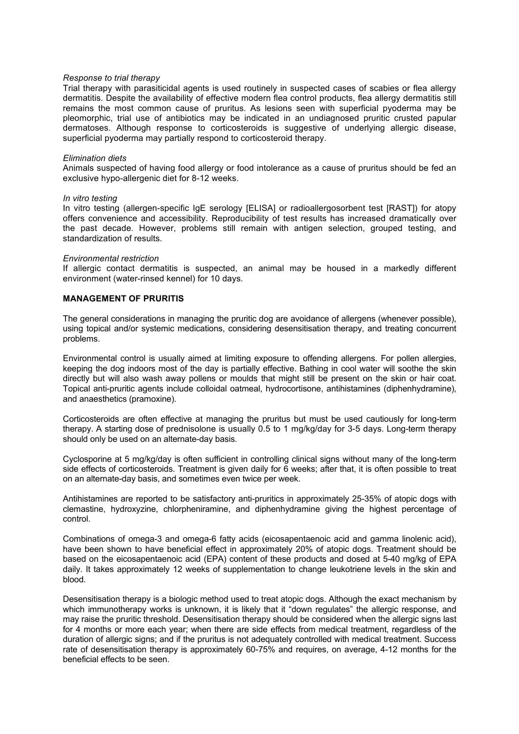*Response to trial therapy*

Trial therapy with parasiticidal agents is used routinely in suspected cases of scabies or flea allergy dermatitis. Despite the availability of effective modern flea control products, flea allergy dermatitis still remains the most common cause of pruritus. As lesions seen with superficial pyoderma may be pleomorphic, trial use of antibiotics may be indicated in an undiagnosed pruritic crusted papular dermatoses. Although response to corticosteroids is suggestive of underlying allergic disease, superficial pyoderma may partially respond to corticosteroid therapy.

*Elimination diets*

Animals suspected of having food allergy or food intolerance as a cause of pruritus should be fed an exclusive hypo-allergenic diet for 8-12 weeks.

*In vitro testing*

In vitro testing (allergen-specific IgE serology [ELISA] or radioallergosorbent test [RAST]) for atopy offers convenience and accessibility. Reproducibility of test results has increased dramatically over the past decade. However, problems still remain with antigen selection, grouped testing, and standardization of results.

*Environmental restriction*

If allergic contact dermatitis is suspected, an animal may be housed in a markedly different environment (water-rinsed kennel) for 10 days.

## MANAGEMENT OF PRURITIS

The general considerations in managing the pruritic dog are avoidance of allergens (whenever possible), using topical and/or systemic medications, considering desensitisation therapy, and treating concurrent problems.

Environmental control is usually aimed at limiting exposure to offending allergens. For pollen allergies, keeping the dog indoors most of the day is partially effective. Bathing in cool water will soothe the skin directly but will also wash away pollens or moulds that might still be present on the skin or hair coat. Topical anti-pruritic agents include colloidal oatmeal, hydrocortisone, antihistamines (diphenhydramine), and anaesthetics (pramoxine).

Corticosteroids are often effective at managing the pruritus but must be used cautiously for long-term therapy. A starting dose of prednisolone is usually 0.5 to 1 mg/kg/day for 3-5 days. Long-term therapy should only be used on an alternate-day basis.

Cyclosporine at 5 mg/kg/day is often sufficient in controlling clinical signs without many of the long-term side effects of corticosteroids. Treatment is given daily for 6 weeks; after that, it is often possible to treat on an alternate-day basis, and sometimes even twice per week.

Antihistamines are reported to be satisfactory anti-pruritics in approximately 25-35% of atopic dogs with clemastine, hydroxyzine, chlorpheniramine, and diphenhydramine giving the highest percentage of control.

Combinations of omega-3 and omega-6 fatty acids (eicosapentaenoic acid and gamma linolenic acid), have been shown to have beneficial effect in approximately 20% of atopic dogs. Treatment should be based on the eicosapentaenoic acid (EPA) content of these products and dosed at 5-40 mg/kg of EPA daily. It takes approximately 12 weeks of supplementation to change leukotriene levels in the skin and blood.

Desensitisation therapy is a biologic method used to treat atopic dogs. Although the exact mechanism by which immunotherapy works is unknown, it is likely that it "down regulates" the allergic response, and may raise the pruritic threshold. Desensitisation therapy should be considered when the allergic signs last for 4 months or more each year; when there are side effects from medical treatment, regardless of the duration of allergic signs; and if the pruritus is not adequately controlled with medical treatment. Success rate of desensitisation therapy is approximately 60-75% and requires, on average, 4-12 months for the beneficial effects to be seen.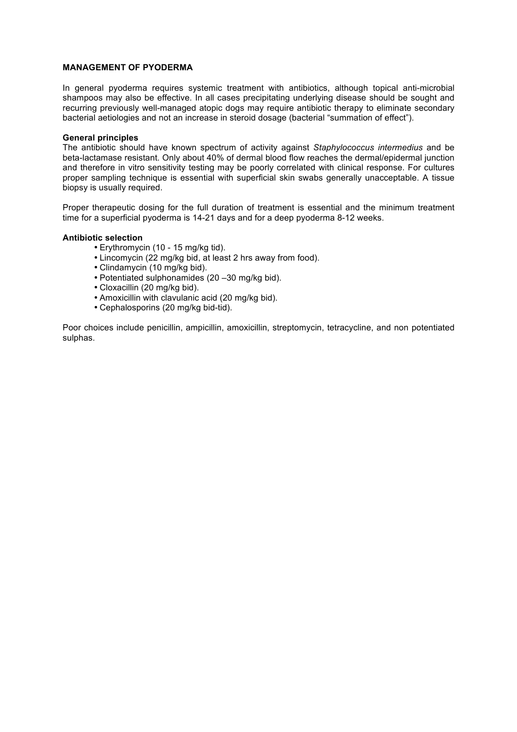**MANAGEMENT OF PYODERMA**

In general pyoderma requires systemic treatment with antibiotics, although topical anti-microbial shampoos may also be effective. In all cases precipitating underlying disease should be sought and recurring previously well-managed atopic dogs may require antibiotic therapy to eliminate secondary bacterial aetiologies and not an increase in steroid dosage (bacterial "summation of effect").

**General principles**

The antibiotic should have known spectrum of activity against *Staphylococcus intermedius* and be beta-lactamase resistant. Only about 40% of dermal blood flow reaches the dermal/epidermal junction and therefore in vitro sensitivity testing may be poorly correlated with clinical response. For cultures proper sampling technique is essential with superficial skin swabs generally unacceptable. A tissue biopsy is usually required.

Proper therapeutic dosing for the full duration of treatment is essential and the minimum treatment time for a superficial pyoderma is 14-21 days and for a deep pyoderma 8-12 weeks.

**Antibiotic selection**

- Erythromycin (10 - 15 mg/kg tid).
- Lincomycin (22 mg/kg bid, at least 2 hrs away from food).
- Clindamycin (10 mg/kg bid).
- Potentiated sulphonamides (20 –30 mg/kg bid).
- Cloxacillin (20 mg/kg bid).
- Amoxicillin with clavulanic acid (20 mg/kg bid).
- Cephalosporins (20 mg/kg bid-tid).

Poor choices include penicillin, ampicillin, amoxicillin, streptomycin, tetracycline, and non potentiated sulphas.